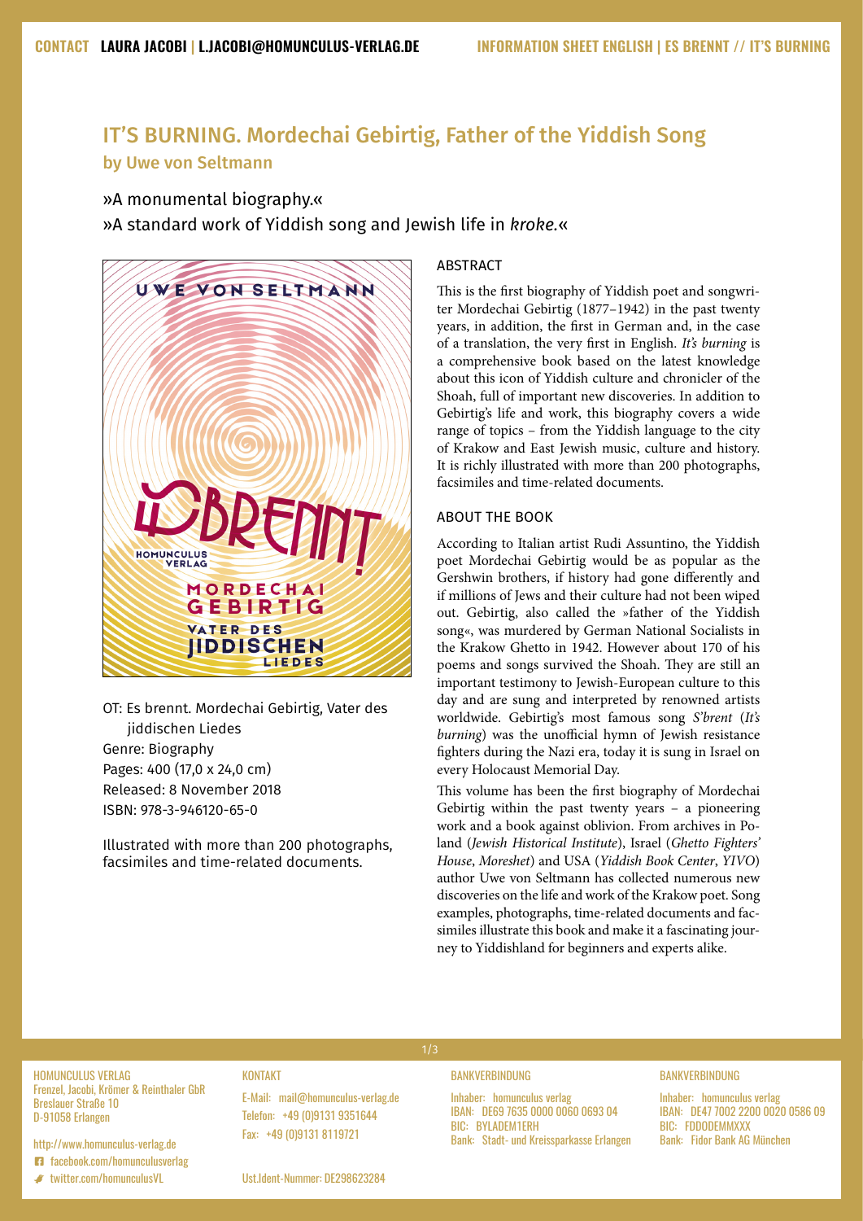CONTACT LAURA JACOBI | L.JACOBI@HOMUNCULUS-VERLAG.DE

INFORMATION SHEET ENGLISH | ES BRENNT // IT'S BURNING

# IT'S BURNING. Mordechai Gebirtig, Father of the Yiddish Song

## by Uwe von Seltmann

»A monumental biography.«

»A standard work of Yiddish song and Jewish life in *kroke*.«

OT: Es brennt. Mordechai Gebirtig, Vater des jiddischen Liedes
Genre: Biography
Pages: 400 (17,0 x 24,0 cm)
Released: 8 November 2018
ISBN: 978-3-946120-65-0

Illustrated with more than 200 photographs, facsimiles and time-related documents.

### ABSTRACT

This is the first biography of Yiddish poet and songwriter Mordechai Gebirtig (1877–1942) in the past twenty years, in addition, the first in German and, in the case of a translation, the very first in English. *It's burning* is a comprehensive book based on the latest knowledge about this icon of Yiddish culture and chronicler of the Shoah, full of important new discoveries. In addition to Gebirtig's life and work, this biography covers a wide range of topics – from the Yiddish language to the city of Krakow and East Jewish music, culture and history. It is richly illustrated with more than 200 photographs, facsimiles and time-related documents.

### ABOUT THE BOOK

According to Italian artist Rudi Assuntino, the Yiddish poet Mordechai Gebirtig would be as popular as the Gershwin brothers, if history had gone differently and if millions of Jews and their culture had not been wiped out. Gebirtig, also called the »father of the Yiddish song«, was murdered by German National Socialists in the Krakow Ghetto in 1942. However about 170 of his poems and songs survived the Shoah. They are still an important testimony to Jewish-European culture to this day and are sung and interpreted by renowned artists worldwide. Gebirtig's most famous song *S'brent* (*It's burning*) was the unofficial hymn of Jewish resistance fighters during the Nazi era, today it is sung in Israel on every Holocaust Memorial Day.

This volume has been the first biography of Mordechai Gebirtig within the past twenty years – a pioneering work and a book against oblivion. From archives in Poland (*Jewish Historical Institute*), Israel (*Ghetto Fighters' House*, *Moreshet*) and USA (*Yiddish Book Center*, *YIVO*) author Uwe von Seltmann has collected numerous new discoveries on the life and work of the Krakow poet. Song examples, photographs, time-related documents and facsimiles illustrate this book and make it a fascinating journey to Yiddishland for beginners and experts alike.

HOMUNCULUS VERLAG
Frenzel, Jacobi, Krömer & Reinthaler GbR
Breslauer Straße 10
D-91058 Erlangen

http://www.homunculus-verlag.de
facebook.com/homunculusverlag
twitter.com/homunculusVL

KONTAKT
E-Mail: mail@homunculus-verlag.de
Telefon: +49 (0)9131 9351644
Fax: +49 (0)9131 8119721

Ust.Ident-Nummer: DE298623284

BANKVERBINDUNG
Inhaber: homunculus verlag
IBAN: DE69 7635 0000 0060 0693 04
BIC: BYLADEM1ERH
Bank: Stadt- und Kreissparkasse Erlangen

BANKVERBINDUNG
Inhaber: homunculus verlag
IBAN: DE47 7002 2200 0020 0586 09
BIC: FDDODEMMXXX
Bank: Fidor Bank AG München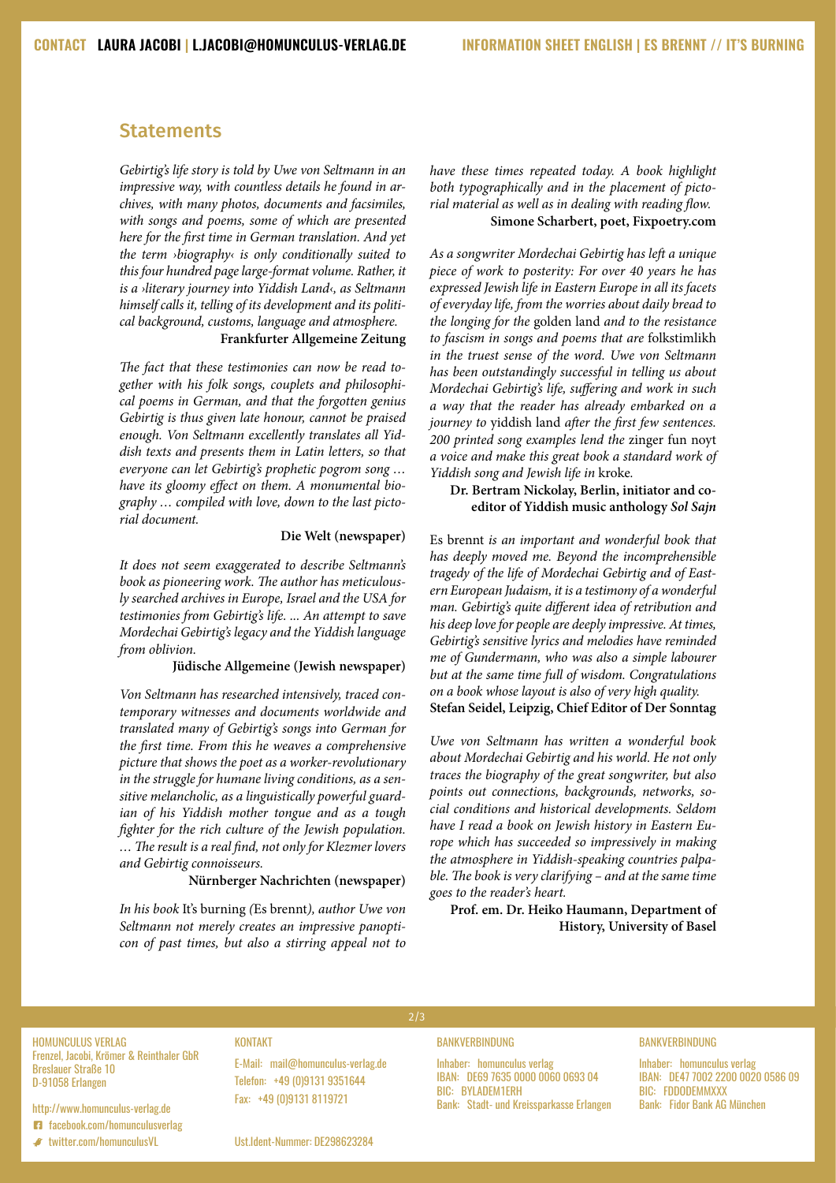## Statements

*Gebirtig's life story is told by Uwe von Seltmann in an impressive way, with countless details he found in archives, with many photos, documents and facsimiles, with songs and poems, some of which are presented here for the first time in German translation. And yet the term ›biography‹ is only conditionally suited to this four hundred page large-format volume. Rather, it is a ›literary journey into Yiddish Land‹, as Seltmann himself calls it, telling of its development and its political background, customs, language and atmosphere.*

**Frankfurter Allgemeine Zeitung**

*The fact that these testimonies can now be read together with his folk songs, couplets and philosophical poems in German, and that the forgotten genius Gebirtig is thus given late honour, cannot be praised enough. Von Seltmann excellently translates all Yiddish texts and presents them in Latin letters, so that everyone can let Gebirtig's prophetic pogrom song … have its gloomy effect on them. A monumental biography … compiled with love, down to the last pictorial document.*

**Die Welt (newspaper)**

*It does not seem exaggerated to describe Seltmann's book as pioneering work. The author has meticulously searched archives in Europe, Israel and the USA for testimonies from Gebirtig's life. ... An attempt to save Mordechai Gebirtig's legacy and the Yiddish language from oblivion.*

**Jüdische Allgemeine (Jewish newspaper)**

*Von Seltmann has researched intensively, traced contemporary witnesses and documents worldwide and translated many of Gebirtig's songs into German for the first time. From this he weaves a comprehensive picture that shows the poet as a worker-revolutionary in the struggle for humane living conditions, as a sensitive melancholic, as a linguistically powerful guardian of his Yiddish mother tongue and as a tough fighter for the rich culture of the Jewish population. … The result is a real find, not only for Klezmer lovers and Gebirtig connoisseurs.*

**Nürnberger Nachrichten (newspaper)**

*In his book* It's burning *(*Es brennt*), author Uwe von Seltmann not merely creates an impressive panopticon of past times, but also a stirring appeal not to have these times repeated today. A book highlight both typographically and in the placement of pictorial material as well as in dealing with reading flow.*

**Simone Scharbert, poet, Fixpoetry.com**

*As a songwriter Mordechai Gebirtig has left a unique piece of work to posterity: For over 40 years he has expressed Jewish life in Eastern Europe in all its facets of everyday life, from the worries about daily bread to the longing for the* golden land *and to the resistance to fascism in songs and poems that are* folkstimlikh *in the truest sense of the word. Uwe von Seltmann has been outstandingly successful in telling us about Mordechai Gebirtig's life, suffering and work in such a way that the reader has already embarked on a journey to* yiddish land *after the first few sentences. 200 printed song examples lend the* zinger fun noyt *a voice and make this great book a standard work of Yiddish song and Jewish life in* kroke*.*

**Dr. Bertram Nickolay, Berlin, initiator and co-editor of Yiddish music anthology *Sol Sajn***

Es brennt *is an important and wonderful book that has deeply moved me. Beyond the incomprehensible tragedy of the life of Mordechai Gebirtig and of Eastern European Judaism, it is a testimony of a wonderful man. Gebirtig's quite different idea of retribution and his deep love for people are deeply impressive. At times, Gebirtig's sensitive lyrics and melodies have reminded me of Gundermann, who was also a simple labourer but at the same time full of wisdom. Congratulations on a book whose layout is also of very high quality.*

**Stefan Seidel, Leipzig, Chief Editor of Der Sonntag**

*Uwe von Seltmann has written a wonderful book about Mordechai Gebirtig and his world. He not only traces the biography of the great songwriter, but also points out connections, backgrounds, networks, social conditions and historical developments. Seldom have I read a book on Jewish history in Eastern Europe which has succeeded so impressively in making the atmosphere in Yiddish-speaking countries palpable. The book is very clarifying – and at the same time goes to the reader's heart.*

**Prof. em. Dr. Heiko Haumann, Department of History, University of Basel**

HOMUNCULUS VERLAG
Frenzel, Jacobi, Krömer & Reinthaler GbR
Breslauer Straße 10
D-91058 Erlangen

http://www.homunculus-verlag.de
facebook.com/homunculusverlag
twitter.com/homunculusVL

KONTAKT
E-Mail: mail@homunculus-verlag.de
Telefon: +49 (0)9131 9351644
Fax: +49 (0)9131 8119721

Ust.Ident-Nummer: DE298623284

BANKVERBINDUNG
Inhaber: homunculus verlag
IBAN: DE69 7635 0000 0060 0693 04
BIC: BYLADEM1ERH
Bank: Stadt- und Kreissparkasse Erlangen

BANKVERBINDUNG
Inhaber: homunculus verlag
IBAN: DE47 7002 2200 0020 0586 09
BIC: FDDODEMMXXX
Bank: Fidor Bank AG München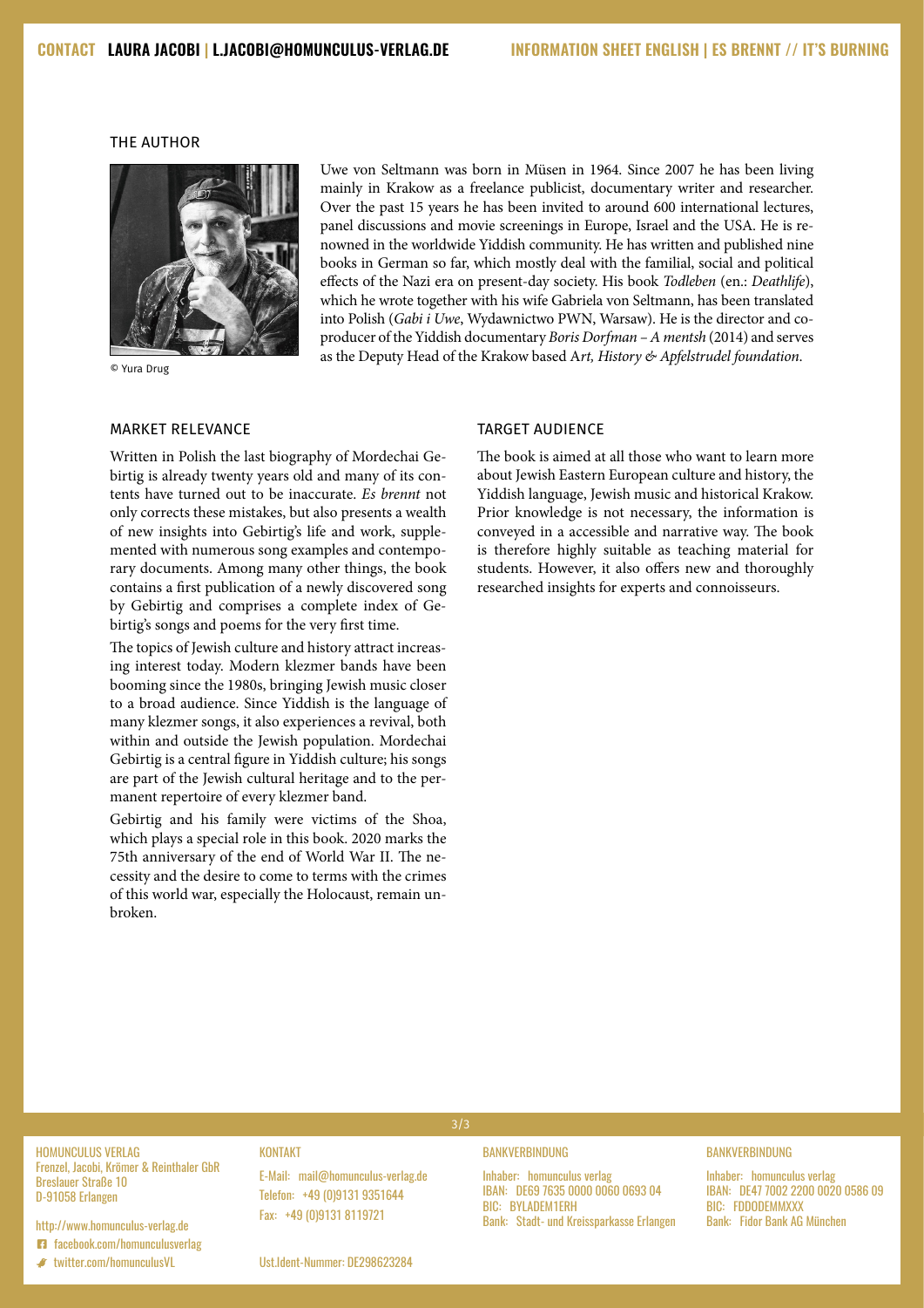## THE AUTHOR

© Yura Drug

Uwe von Seltmann was born in Müsen in 1964. Since 2007 he has been living mainly in Krakow as a freelance publicist, documentary writer and researcher. Over the past 15 years he has been invited to around 600 international lectures, panel discussions and movie screenings in Europe, Israel and the USA. He is renowned in the worldwide Yiddish community. He has written and published nine books in German so far, which mostly deal with the familial, social and political effects of the Nazi era on present-day society. His book *Todleben* (en.: *Deathlife*), which he wrote together with his wife Gabriela von Seltmann, has been translated into Polish (*Gabi i Uwe*, Wydawnictwo PWN, Warsaw). He is the director and co-producer of the Yiddish documentary *Boris Dorfman – A mentsh* (2014) and serves as the Deputy Head of the Krakow based A*rt, History & Apfelstrudel foundation*.

## MARKET RELEVANCE

Written in Polish the last biography of Mordechai Gebirtig is already twenty years old and many of its contents have turned out to be inaccurate. *Es brennt* not only corrects these mistakes, but also presents a wealth of new insights into Gebirtig's life and work, supplemented with numerous song examples and contemporary documents. Among many other things, the book contains a first publication of a newly discovered song by Gebirtig and comprises a complete index of Gebirtig's songs and poems for the very first time.

The topics of Jewish culture and history attract increasing interest today. Modern klezmer bands have been booming since the 1980s, bringing Jewish music closer to a broad audience. Since Yiddish is the language of many klezmer songs, it also experiences a revival, both within and outside the Jewish population. Mordechai Gebirtig is a central figure in Yiddish culture; his songs are part of the Jewish cultural heritage and to the permanent repertoire of every klezmer band.

Gebirtig and his family were victims of the Shoa, which plays a special role in this book. 2020 marks the 75th anniversary of the end of World War II. The necessity and the desire to come to terms with the crimes of this world war, especially the Holocaust, remain unbroken.

## TARGET AUDIENCE

The book is aimed at all those who want to learn more about Jewish Eastern European culture and history, the Yiddish language, Jewish music and historical Krakow. Prior knowledge is not necessary, the information is conveyed in a accessible and narrative way. The book is therefore highly suitable as teaching material for students. However, it also offers new and thoroughly researched insights for experts and connoisseurs.